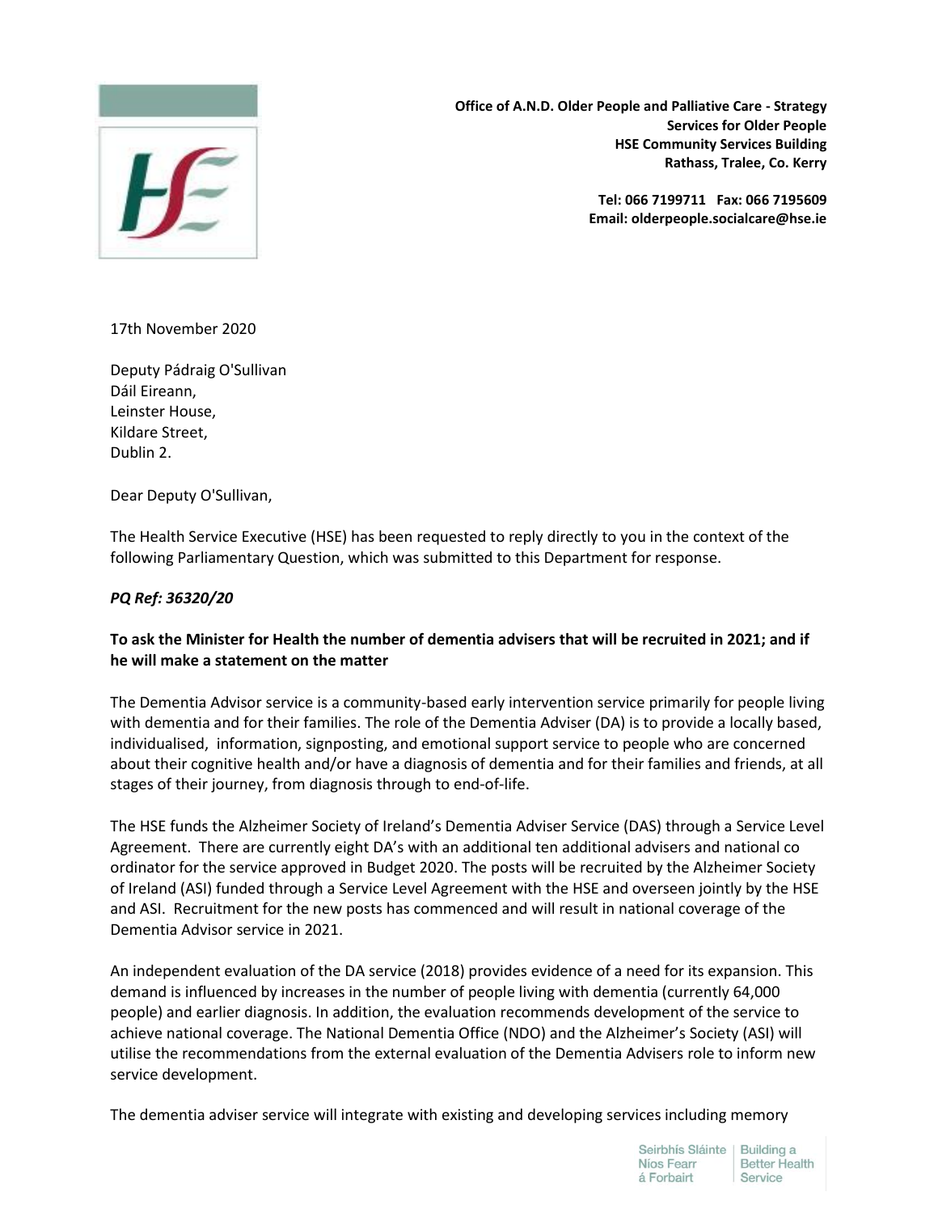**Office of A.N.D. Older People and Palliative Care - Strategy**
**Services for Older People**
**HSE Community Services Building**
**Rathass, Tralee, Co. Kerry**

**Tel: 066 7199711 Fax: 066 7195609**
**Email: olderpeople.socialcare@hse.ie**

17th November 2020

Deputy Pádraig O'Sullivan
Dáil Eireann,
Leinster House,
Kildare Street,
Dublin 2.

Dear Deputy O'Sullivan,

The Health Service Executive (HSE) has been requested to reply directly to you in the context of the following Parliamentary Question, which was submitted to this Department for response.

***PQ Ref: 36320/20***

**To ask the Minister for Health the number of dementia advisers that will be recruited in 2021; and if he will make a statement on the matter**

The Dementia Advisor service is a community-based early intervention service primarily for people living with dementia and for their families. The role of the Dementia Adviser (DA) is to provide a locally based, individualised, information, signposting, and emotional support service to people who are concerned about their cognitive health and/or have a diagnosis of dementia and for their families and friends, at all stages of their journey, from diagnosis through to end-of-life.

The HSE funds the Alzheimer Society of Ireland's Dementia Adviser Service (DAS) through a Service Level Agreement. There are currently eight DA's with an additional ten additional advisers and national co ordinator for the service approved in Budget 2020. The posts will be recruited by the Alzheimer Society of Ireland (ASI) funded through a Service Level Agreement with the HSE and overseen jointly by the HSE and ASI. Recruitment for the new posts has commenced and will result in national coverage of the Dementia Advisor service in 2021.

An independent evaluation of the DA service (2018) provides evidence of a need for its expansion. This demand is influenced by increases in the number of people living with dementia (currently 64,000 people) and earlier diagnosis. In addition, the evaluation recommends development of the service to achieve national coverage. The National Dementia Office (NDO) and the Alzheimer's Society (ASI) will utilise the recommendations from the external evaluation of the Dementia Advisers role to inform new service development.

The dementia adviser service will integrate with existing and developing services including memory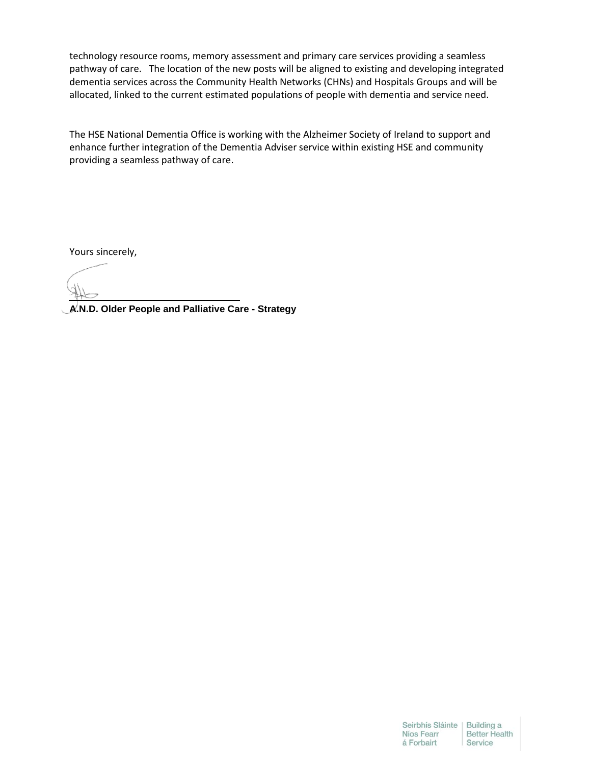technology resource rooms, memory assessment and primary care services providing a seamless pathway of care. The location of the new posts will be aligned to existing and developing integrated dementia services across the Community Health Networks (CHNs) and Hospitals Groups and will be allocated, linked to the current estimated populations of people with dementia and service need.

The HSE National Dementia Office is working with the Alzheimer Society of Ireland to support and enhance further integration of the Dementia Adviser service within existing HSE and community providing a seamless pathway of care.

Yours sincerely,

**A.N.D. Older People and Palliative Care - Strategy**